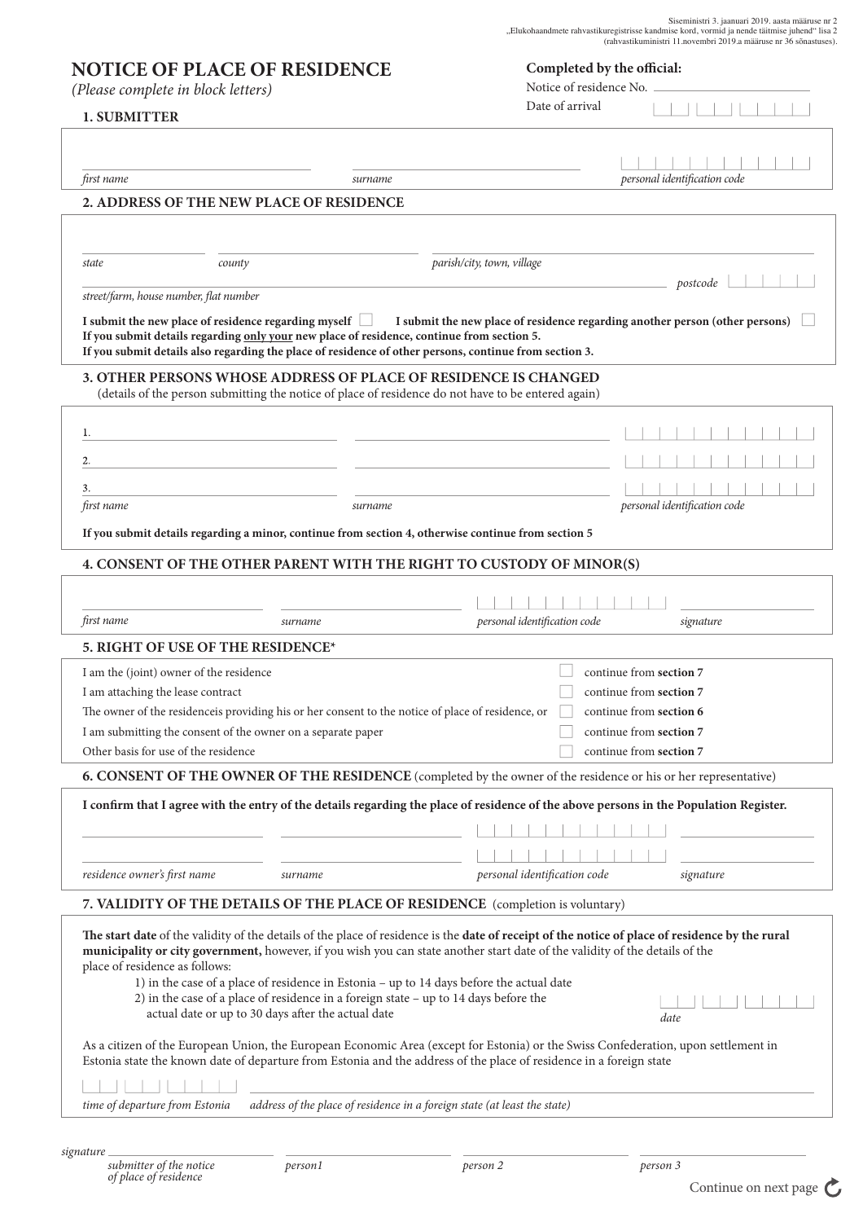Siseministri 3. jaanuari 2019. aasta määruse nr 2
„Elukohaandmete rahvastikuregistrisse kandmise kord, vormid ja nende täitmise juhend" lisa 2
(rahvastikuministri 11.novembri 2019.a määruse nr 36 sõnastuses).

# NOTICE OF PLACE OF RESIDENCE

*(Please complete in block letters)*

**Completed by the official:**

Notice of residence No. ______________________

Date of arrival

## 1. SUBMITTER

| *first name* | *surname* | *personal identification code* |
|---|---|---|
| | | |

## 2. ADDRESS OF THE NEW PLACE OF RESIDENCE

| *state* | *county* | *parish/city, town, village* |
|---|---|---|
| | | |

*street/farm, house number, flat number* ______________________ *postcode*

**I submit the new place of residence regarding myself** ☐ **I submit the new place of residence regarding another person (other persons)** ☐

**If you submit details regarding only your new place of residence, continue from section 5.**
**If you submit details also regarding the place of residence of other persons, continue from section 3.**

## 3. OTHER PERSONS WHOSE ADDRESS OF PLACE OF RESIDENCE IS CHANGED

(details of the person submitting the notice of place of residence do not have to be entered again)

| | *first name* | *surname* | *personal identification code* |
|---|---|---|---|
| 1. | | | |
| 2. | | | |
| 3. | | | |

**If you submit details regarding a minor, continue from section 4, otherwise continue from section 5**

## 4. CONSENT OF THE OTHER PARENT WITH THE RIGHT TO CUSTODY OF MINOR(S)

| *first name* | *surname* | *personal identification code* | *signature* |
|---|---|---|---|
| | | | |

## 5. RIGHT OF USE OF THE RESIDENCE*

| | | |
|---|---|---|
| I am the (joint) owner of the residence | ☐ | continue from **section 7** |
| I am attaching the lease contract | ☐ | continue from **section 7** |
| The owner of the residenceis providing his or her consent to the notice of place of residence, or | ☐ | continue from **section 6** |
| I am submitting the consent of the owner on a separate paper | ☐ | continue from **section 7** |
| Other basis for use of the residence | ☐ | continue from **section 7** |

## 6. CONSENT OF THE OWNER OF THE RESIDENCE (completed by the owner of the residence or his or her representative)

**I confirm that I agree with the entry of the details regarding the place of residence of the above persons in the Population Register.**

| *residence owner's first name* | *surname* | *personal identification code* | *signature* |
|---|---|---|---|
| | | | |
| | | | |

## 7. VALIDITY OF THE DETAILS OF THE PLACE OF RESIDENCE (completion is voluntary)

**The start date** of the validity of the details of the place of residence is the **date of receipt of the notice of place of residence by the rural municipality or city government,** however, if you wish you can state another start date of the validity of the details of the place of residence as follows:

1) in the case of a place of residence in Estonia – up to 14 days before the actual date
2) in the case of a place of residence in a foreign state – up to 14 days before the actual date or up to 30 days after the actual date

*date*

As a citizen of the European Union, the European Economic Area (except for Estonia) or the Swiss Confederation, upon settlement in Estonia state the known date of departure from Estonia and the address of the place of residence in a foreign state

| *time of departure from Estonia* | *address of the place of residence in a foreign state (at least the state)* |
|---|---|
| | |

*signature*

| *submitter of the notice of place of residence* | *person1* | *person 2* | *person 3* |
|---|---|---|---|
| | | | |

Continue on next page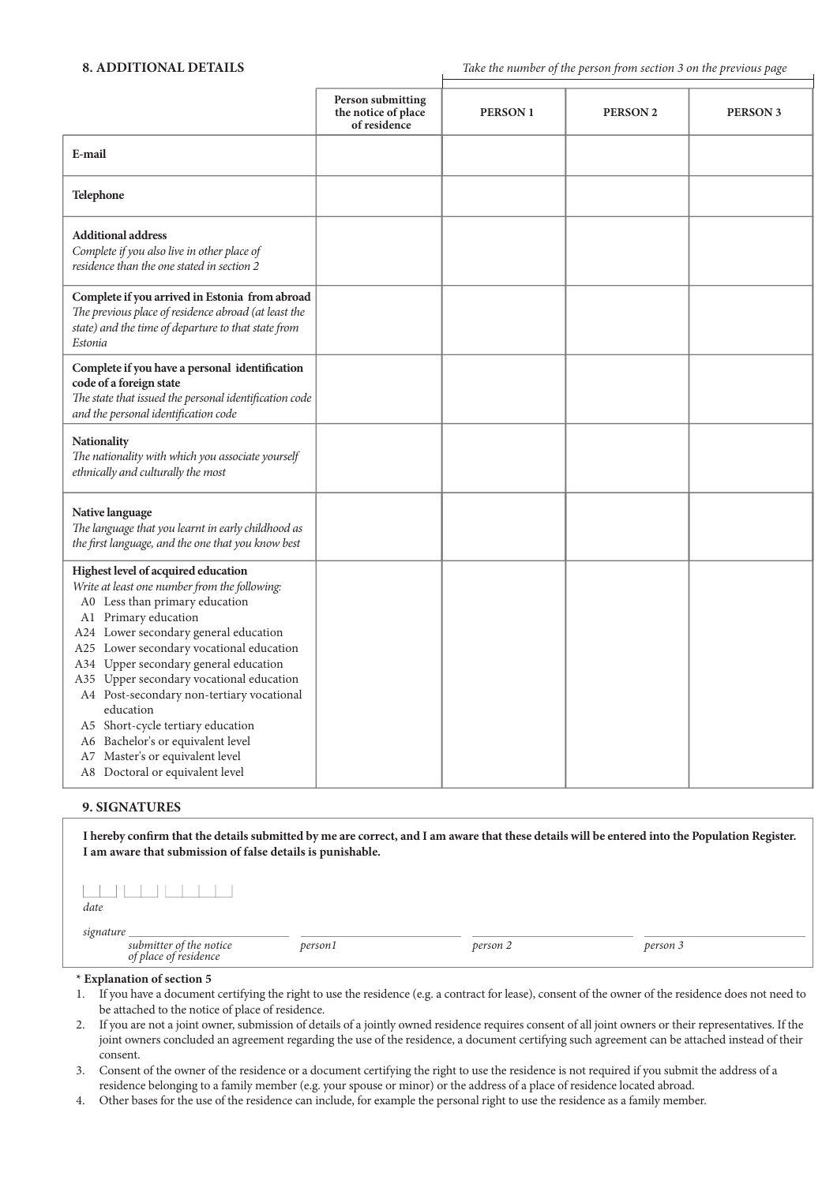## 8. ADDITIONAL DETAILS

*Take the number of the person from section 3 on the previous page*

| | Person submitting the notice of place of residence | PERSON 1 | PERSON 2 | PERSON 3 |
|---|---|---|---|---|
| **E-mail** | | | | |
| **Telephone** | | | | |
| **Additional address**<br>*Complete if you also live in other place of residence than the one stated in section 2* | | | | |
| **Complete if you arrived in Estonia from abroad**<br>*The previous place of residence abroad (at least the state) and the time of departure to that state from Estonia* | | | | |
| **Complete if you have a personal identification code of a foreign state**<br>*The state that issued the personal identification code and the personal identification code* | | | | |
| **Nationality**<br>*The nationality with which you associate yourself ethnically and culturally the most* | | | | |
| **Native language**<br>*The language that you learnt in early childhood as the first language, and the one that you know best* | | | | |
| **Highest level of acquired education**<br>*Write at least one number from the following:*<br>A0 Less than primary education<br>A1 Primary education<br>A24 Lower secondary general education<br>A25 Lower secondary vocational education<br>A34 Upper secondary general education<br>A35 Upper secondary vocational education<br>A4 Post-secondary non-tertiary vocational education<br>A5 Short-cycle tertiary education<br>A6 Bachelor's or equivalent level<br>A7 Master's or equivalent level<br>A8 Doctoral or equivalent level | | | | |

## 9. SIGNATURES

**I hereby confirm that the details submitted by me are correct, and I am aware that these details will be entered into the Population Register. I am aware that submission of false details is punishable.**

|__|__| |__|__| |__|__|__|__|

*date*

*signature* ______________________ ______________________ ______________________ ______________________

*submitter of the notice of place of residence* &nbsp;&nbsp; *person1* &nbsp;&nbsp; *person 2* &nbsp;&nbsp; *person 3*

**\* Explanation of section 5**

1. If you have a document certifying the right to use the residence (e.g. a contract for lease), consent of the owner of the residence does not need to be attached to the notice of place of residence.
2. If you are not a joint owner, submission of details of a jointly owned residence requires consent of all joint owners or their representatives. If the joint owners concluded an agreement regarding the use of the residence, a document certifying such agreement can be attached instead of their consent.
3. Consent of the owner of the residence or a document certifying the right to use the residence is not required if you submit the address of a residence belonging to a family member (e.g. your spouse or minor) or the address of a place of residence located abroad.
4. Other bases for the use of the residence can include, for example the personal right to use the residence as a family member.